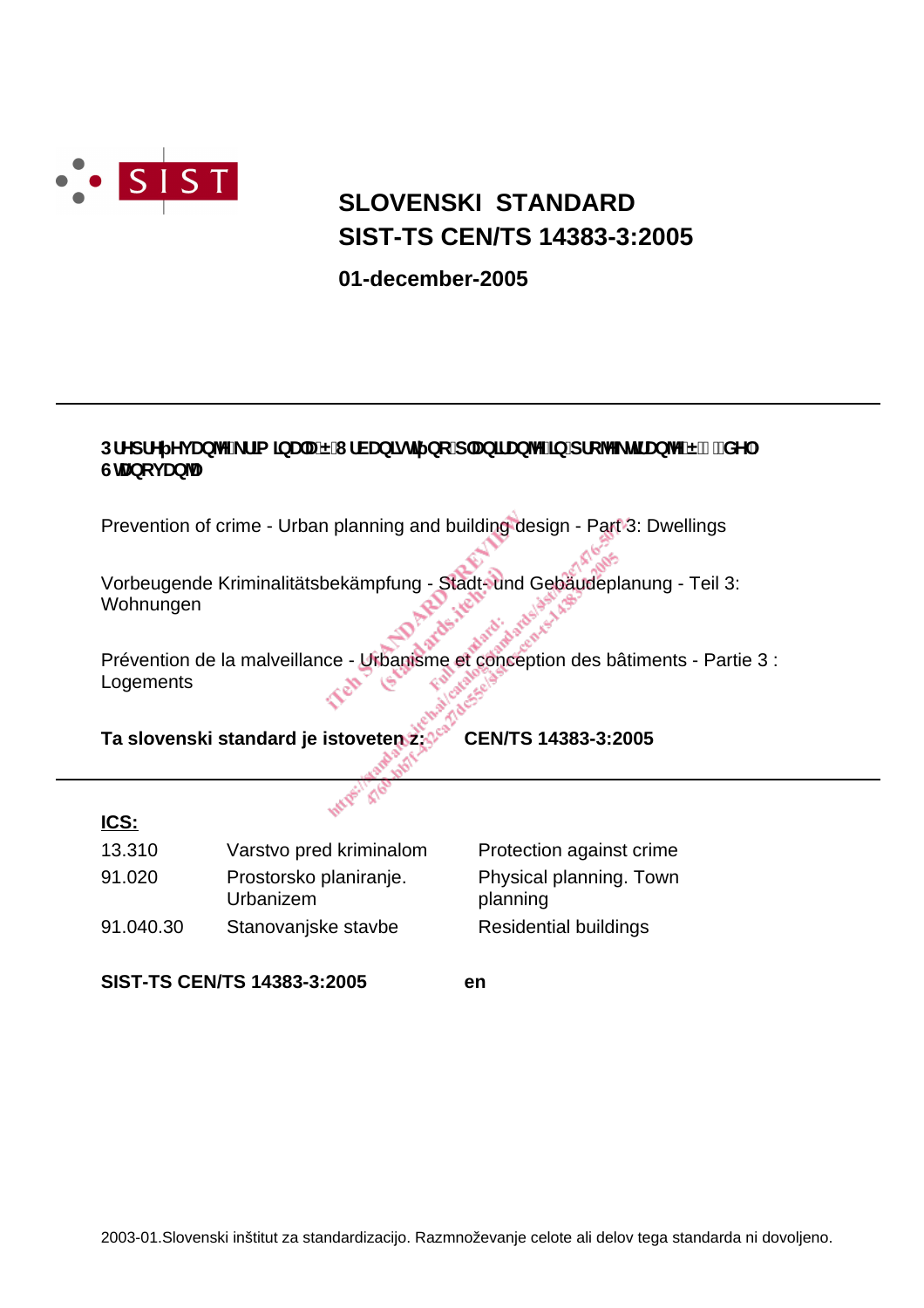# SLOVENSKI STANDARD
# SIST-TS CEN/TS 14383-3:2005

**01-december-2005**

---

**3UHSUHþHYDQMHNULPLQDOD±8UEDQLVWLþQRSODQLUDQMHLQSURMHNWLUDQMH±GHO 6WDQRYDQMD**

Prevention of crime - Urban planning and building design - Part 3: Dwellings

Vorbeugende Kriminalitätsbekämpfung - Stadt- und Gebäudeplanung - Teil 3: Wohnungen

Prévention de la malveillance - Urbanisme et conception des bâtiments - Partie 3 : Logements

**Ta slovenski standard je istoveten z:** **CEN/TS 14383-3:2005**

---

**ICS:**

| | | |
|---|---|---|
| 13.310 | Varstvo pred kriminalom | Protection against crime |
| 91.020 | Prostorsko planiranje. Urbanizem | Physical planning. Town planning |
| 91.040.30 | Stanovanjske stavbe | Residential buildings |

**SIST-TS CEN/TS 14383-3:2005** **en**

2003-01.Slovenski inštitut za standardizacijo. Razmnoževanje celote ali delov tega standarda ni dovoljeno.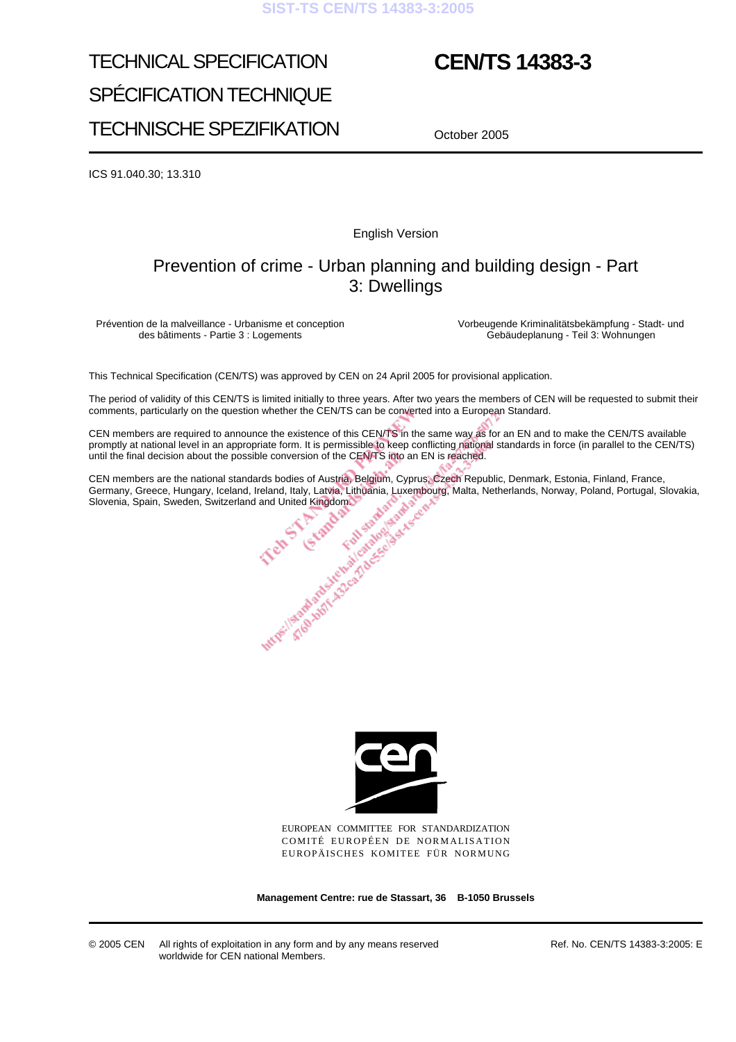TECHNICAL SPECIFICATION

SPÉCIFICATION TECHNIQUE

TECHNISCHE SPEZIFIKATION

# CEN/TS 14383-3

October 2005

ICS 91.040.30; 13.310

English Version

## Prevention of crime - Urban planning and building design - Part 3: Dwellings

Prévention de la malveillance - Urbanisme et conception des bâtiments - Partie 3 : Logements

Vorbeugende Kriminalitätsbekämpfung - Stadt- und Gebäudeplanung - Teil 3: Wohnungen

This Technical Specification (CEN/TS) was approved by CEN on 24 April 2005 for provisional application.

The period of validity of this CEN/TS is limited initially to three years. After two years the members of CEN will be requested to submit their comments, particularly on the question whether the CEN/TS can be converted into a European Standard.

CEN members are required to announce the existence of this CEN/TS in the same way as for an EN and to make the CEN/TS available promptly at national level in an appropriate form. It is permissible to keep conflicting national standards in force (in parallel to the CEN/TS) until the final decision about the possible conversion of the CEN/TS into an EN is reached.

CEN members are the national standards bodies of Austria, Belgium, Cyprus, Czech Republic, Denmark, Estonia, Finland, France, Germany, Greece, Hungary, Iceland, Ireland, Italy, Latvia, Lithuania, Luxembourg, Malta, Netherlands, Norway, Poland, Portugal, Slovakia, Slovenia, Spain, Sweden, Switzerland and United Kingdom.

EUROPEAN COMMITTEE FOR STANDARDIZATION
COMITÉ EUROPÉEN DE NORMALISATION
EUROPÄISCHES KOMITEE FÜR NORMUNG

**Management Centre: rue de Stassart, 36 B-1050 Brussels**

© 2005 CEN All rights of exploitation in any form and by any means reserved worldwide for CEN national Members.

Ref. No. CEN/TS 14383-3:2005: E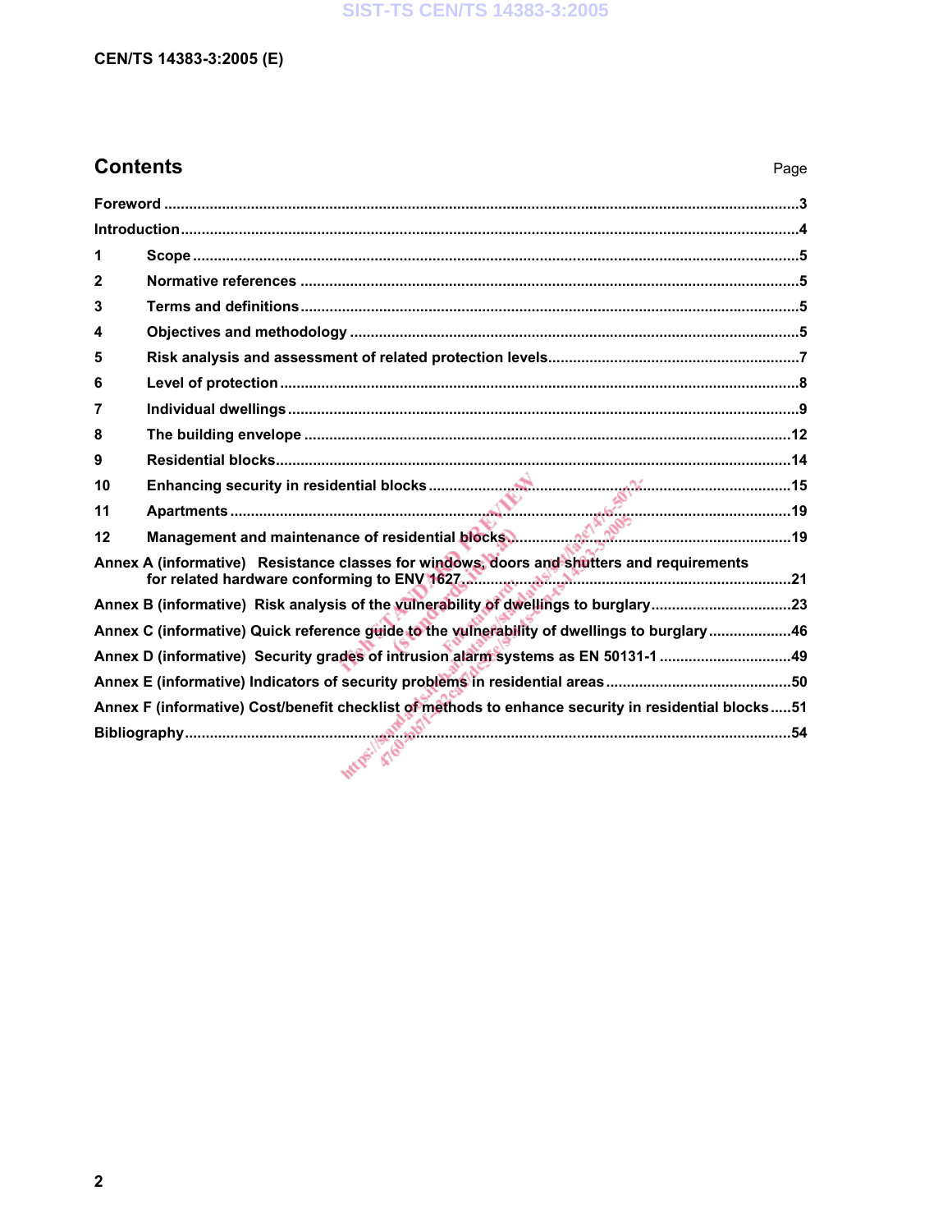## Contents

| | Page |
|---|---|
| Foreword | 3 |
| Introduction | 4 |
| 1 Scope | 5 |
| 2 Normative references | 5 |
| 3 Terms and definitions | 5 |
| 4 Objectives and methodology | 5 |
| 5 Risk analysis and assessment of related protection levels | 7 |
| 6 Level of protection | 8 |
| 7 Individual dwellings | 9 |
| 8 The building envelope | 12 |
| 9 Residential blocks | 14 |
| 10 Enhancing security in residential blocks | 15 |
| 11 Apartments | 19 |
| 12 Management and maintenance of residential blocks | 19 |
| Annex A (informative) Resistance classes for windows, doors and shutters and requirements for related hardware conforming to ENV 1627 | 21 |
| Annex B (informative) Risk analysis of the vulnerability of dwellings to burglary | 23 |
| Annex C (informative) Quick reference guide to the vulnerability of dwellings to burglary | 46 |
| Annex D (informative) Security grades of intrusion alarm systems as EN 50131-1 | 49 |
| Annex E (informative) Indicators of security problems in residential areas | 50 |
| Annex F (informative) Cost/benefit checklist of methods to enhance security in residential blocks | 51 |
| Bibliography | 54 |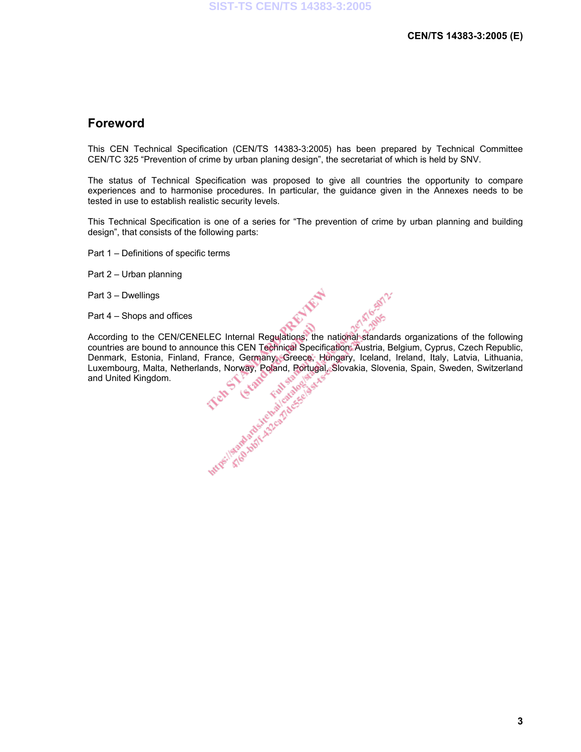## Foreword

This CEN Technical Specification (CEN/TS 14383-3:2005) has been prepared by Technical Committee CEN/TC 325 "Prevention of crime by urban planing design", the secretariat of which is held by SNV.

The status of Technical Specification was proposed to give all countries the opportunity to compare experiences and to harmonise procedures. In particular, the guidance given in the Annexes needs to be tested in use to establish realistic security levels.

This Technical Specification is one of a series for "The prevention of crime by urban planning and building design", that consists of the following parts:

Part 1 – Definitions of specific terms

Part 2 – Urban planning

Part 3 – Dwellings

Part 4 – Shops and offices

According to the CEN/CENELEC Internal Regulations, the national standards organizations of the following countries are bound to announce this CEN Technical Specification: Austria, Belgium, Cyprus, Czech Republic, Denmark, Estonia, Finland, France, Germany, Greece, Hungary, Iceland, Ireland, Italy, Latvia, Lithuania, Luxembourg, Malta, Netherlands, Norway, Poland, Portugal, Slovakia, Slovenia, Spain, Sweden, Switzerland and United Kingdom.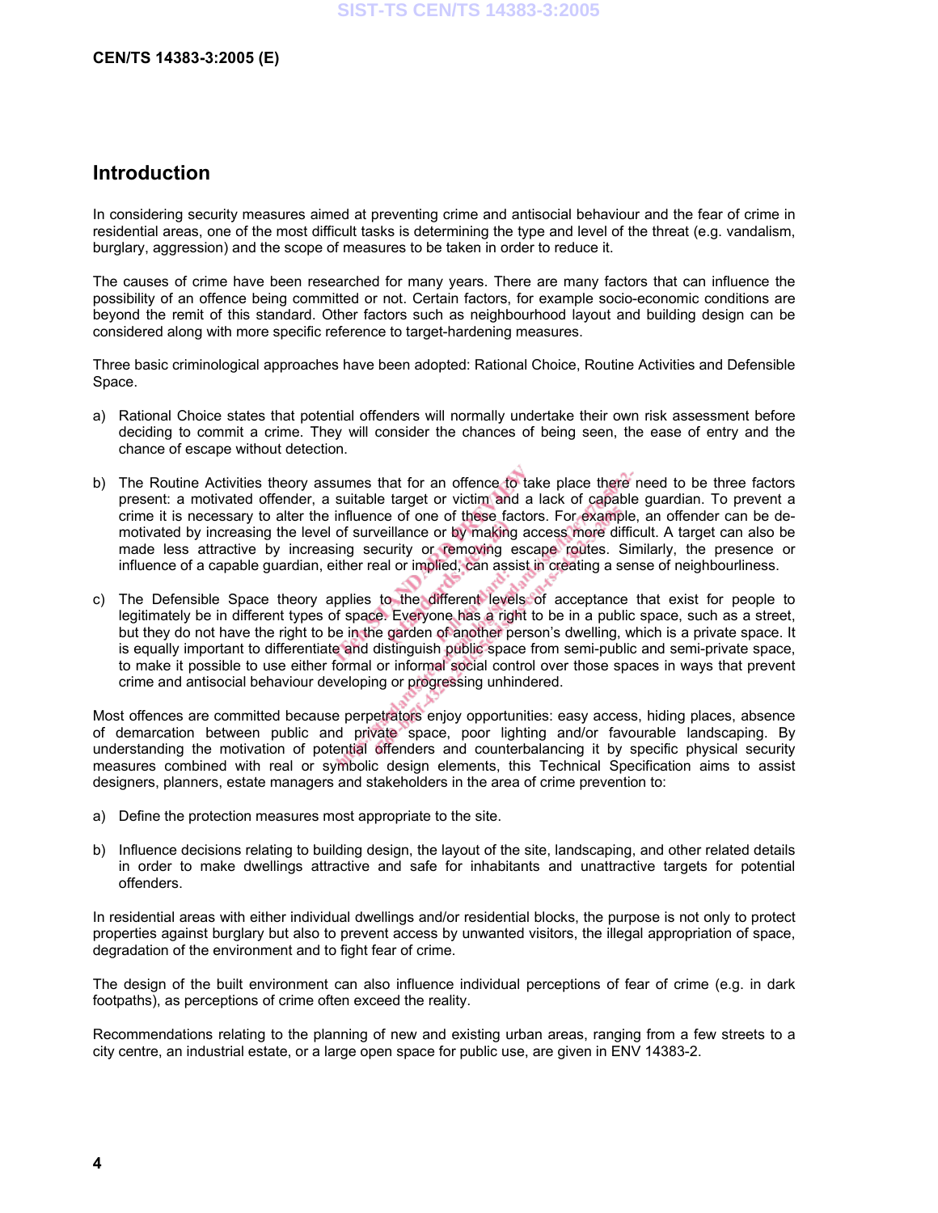# Introduction

In considering security measures aimed at preventing crime and antisocial behaviour and the fear of crime in residential areas, one of the most difficult tasks is determining the type and level of the threat (e.g. vandalism, burglary, aggression) and the scope of measures to be taken in order to reduce it.

The causes of crime have been researched for many years. There are many factors that can influence the possibility of an offence being committed or not. Certain factors, for example socio-economic conditions are beyond the remit of this standard. Other factors such as neighbourhood layout and building design can be considered along with more specific reference to target-hardening measures.

Three basic criminological approaches have been adopted: Rational Choice, Routine Activities and Defensible Space.

a) Rational Choice states that potential offenders will normally undertake their own risk assessment before deciding to commit a crime. They will consider the chances of being seen, the ease of entry and the chance of escape without detection.

b) The Routine Activities theory assumes that for an offence to take place there need to be three factors present: a motivated offender, a suitable target or victim and a lack of capable guardian. To prevent a crime it is necessary to alter the influence of one of these factors. For example, an offender can be de-motivated by increasing the level of surveillance or by making access more difficult. A target can also be made less attractive by increasing security or removing escape routes. Similarly, the presence or influence of a capable guardian, either real or implied, can assist in creating a sense of neighbourliness.

c) The Defensible Space theory applies to the different levels of acceptance that exist for people to legitimately be in different types of space. Everyone has a right to be in a public space, such as a street, but they do not have the right to be in the garden of another person's dwelling, which is a private space. It is equally important to differentiate and distinguish public space from semi-public and semi-private space, to make it possible to use either formal or informal social control over those spaces in ways that prevent crime and antisocial behaviour developing or progressing unhindered.

Most offences are committed because perpetrators enjoy opportunities: easy access, hiding places, absence of demarcation between public and private space, poor lighting and/or favourable landscaping. By understanding the motivation of potential offenders and counterbalancing it by specific physical security measures combined with real or symbolic design elements, this Technical Specification aims to assist designers, planners, estate managers and stakeholders in the area of crime prevention to:

a) Define the protection measures most appropriate to the site.

b) Influence decisions relating to building design, the layout of the site, landscaping, and other related details in order to make dwellings attractive and safe for inhabitants and unattractive targets for potential offenders.

In residential areas with either individual dwellings and/or residential blocks, the purpose is not only to protect properties against burglary but also to prevent access by unwanted visitors, the illegal appropriation of space, degradation of the environment and to fight fear of crime.

The design of the built environment can also influence individual perceptions of fear of crime (e.g. in dark footpaths), as perceptions of crime often exceed the reality.

Recommendations relating to the planning of new and existing urban areas, ranging from a few streets to a city centre, an industrial estate, or a large open space for public use, are given in ENV 14383-2.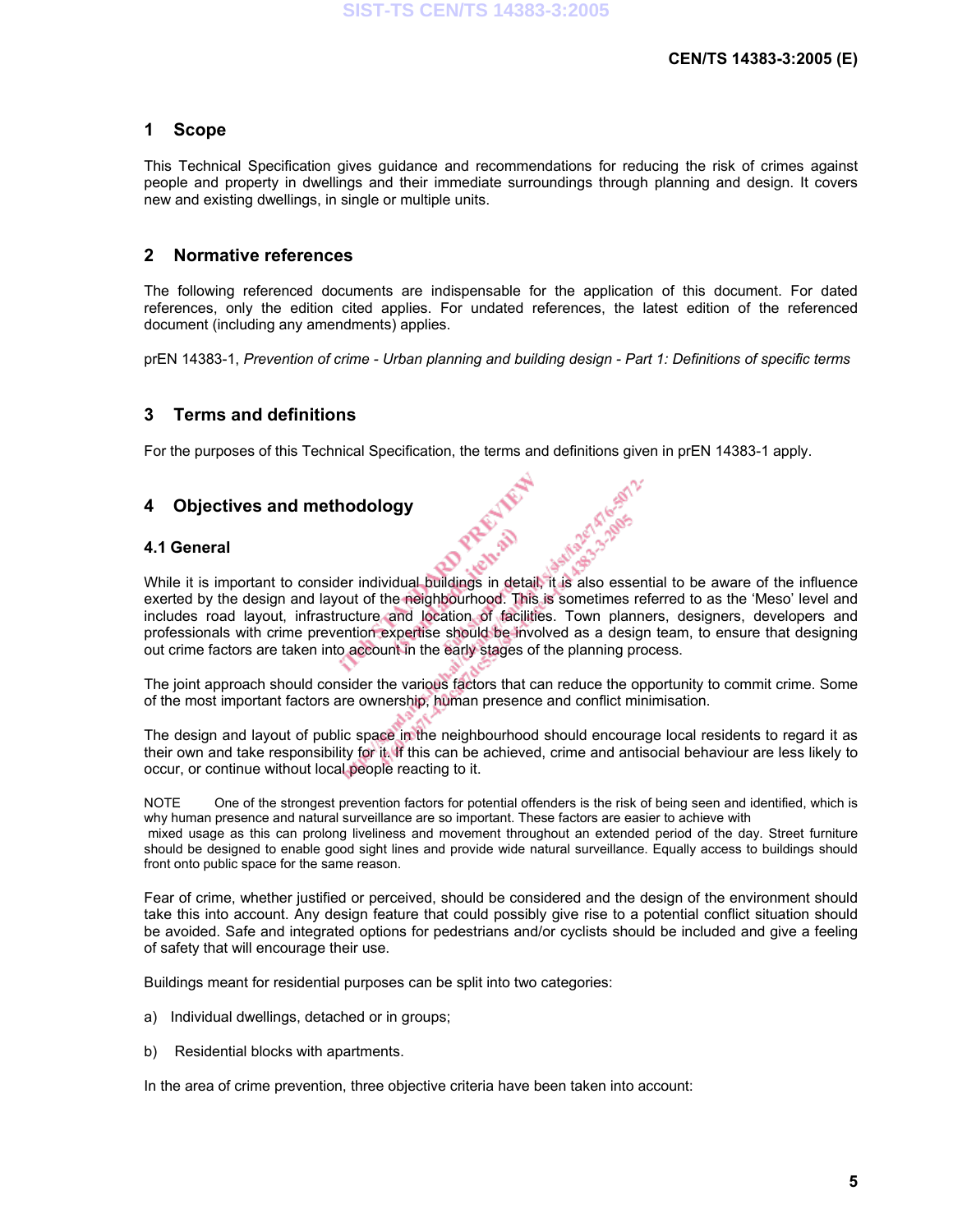## 1 Scope

This Technical Specification gives guidance and recommendations for reducing the risk of crimes against people and property in dwellings and their immediate surroundings through planning and design. It covers new and existing dwellings, in single or multiple units.

## 2 Normative references

The following referenced documents are indispensable for the application of this document. For dated references, only the edition cited applies. For undated references, the latest edition of the referenced document (including any amendments) applies.

prEN 14383-1, *Prevention of crime - Urban planning and building design - Part 1: Definitions of specific terms*

## 3 Terms and definitions

For the purposes of this Technical Specification, the terms and definitions given in prEN 14383-1 apply.

## 4 Objectives and methodology

### 4.1 General

While it is important to consider individual buildings in detail, it is also essential to be aware of the influence exerted by the design and layout of the neighbourhood. This is sometimes referred to as the 'Meso' level and includes road layout, infrastructure and location of facilities. Town planners, designers, developers and professionals with crime prevention expertise should be involved as a design team, to ensure that designing out crime factors are taken into account in the early stages of the planning process.

The joint approach should consider the various factors that can reduce the opportunity to commit crime. Some of the most important factors are ownership, human presence and conflict minimisation.

The design and layout of public space in the neighbourhood should encourage local residents to regard it as their own and take responsibility for it. If this can be achieved, crime and antisocial behaviour are less likely to occur, or continue without local people reacting to it.

NOTE One of the strongest prevention factors for potential offenders is the risk of being seen and identified, which is why human presence and natural surveillance are so important. These factors are easier to achieve with mixed usage as this can prolong liveliness and movement throughout an extended period of the day. Street furniture should be designed to enable good sight lines and provide wide natural surveillance. Equally access to buildings should front onto public space for the same reason.

Fear of crime, whether justified or perceived, should be considered and the design of the environment should take this into account. Any design feature that could possibly give rise to a potential conflict situation should be avoided. Safe and integrated options for pedestrians and/or cyclists should be included and give a feeling of safety that will encourage their use.

Buildings meant for residential purposes can be split into two categories:

a) Individual dwellings, detached or in groups;

b) Residential blocks with apartments.

In the area of crime prevention, three objective criteria have been taken into account: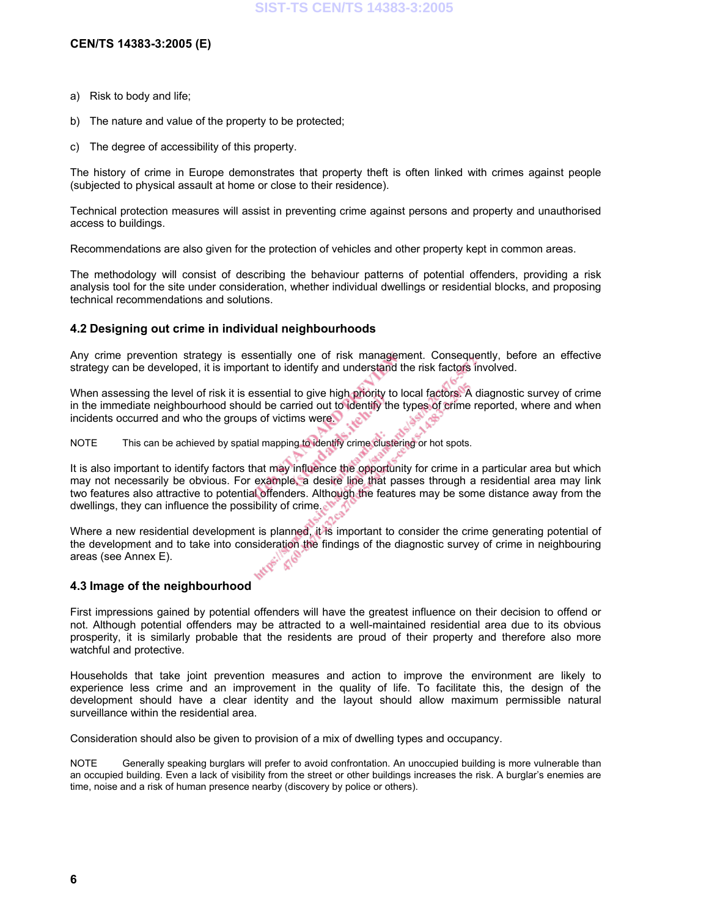a) Risk to body and life;

b) The nature and value of the property to be protected;

c) The degree of accessibility of this property.

The history of crime in Europe demonstrates that property theft is often linked with crimes against people (subjected to physical assault at home or close to their residence).

Technical protection measures will assist in preventing crime against persons and property and unauthorised access to buildings.

Recommendations are also given for the protection of vehicles and other property kept in common areas.

The methodology will consist of describing the behaviour patterns of potential offenders, providing a risk analysis tool for the site under consideration, whether individual dwellings or residential blocks, and proposing technical recommendations and solutions.

### 4.2 Designing out crime in individual neighbourhoods

Any crime prevention strategy is essentially one of risk management. Consequently, before an effective strategy can be developed, it is important to identify and understand the risk factors involved.

When assessing the level of risk it is essential to give high priority to local factors. A diagnostic survey of crime in the immediate neighbourhood should be carried out to identify the types of crime reported, where and when incidents occurred and who the groups of victims were.

NOTE This can be achieved by spatial mapping to identify crime clustering or hot spots.

It is also important to identify factors that may influence the opportunity for crime in a particular area but which may not necessarily be obvious. For example, a desire line that passes through a residential area may link two features also attractive to potential offenders. Although the features may be some distance away from the dwellings, they can influence the possibility of crime.

Where a new residential development is planned, it is important to consider the crime generating potential of the development and to take into consideration the findings of the diagnostic survey of crime in neighbouring areas (see Annex E).

### 4.3 Image of the neighbourhood

First impressions gained by potential offenders will have the greatest influence on their decision to offend or not. Although potential offenders may be attracted to a well-maintained residential area due to its obvious prosperity, it is similarly probable that the residents are proud of their property and therefore also more watchful and protective.

Households that take joint prevention measures and action to improve the environment are likely to experience less crime and an improvement in the quality of life. To facilitate this, the design of the development should have a clear identity and the layout should allow maximum permissible natural surveillance within the residential area.

Consideration should also be given to provision of a mix of dwelling types and occupancy.

NOTE Generally speaking burglars will prefer to avoid confrontation. An unoccupied building is more vulnerable than an occupied building. Even a lack of visibility from the street or other buildings increases the risk. A burglar's enemies are time, noise and a risk of human presence nearby (discovery by police or others).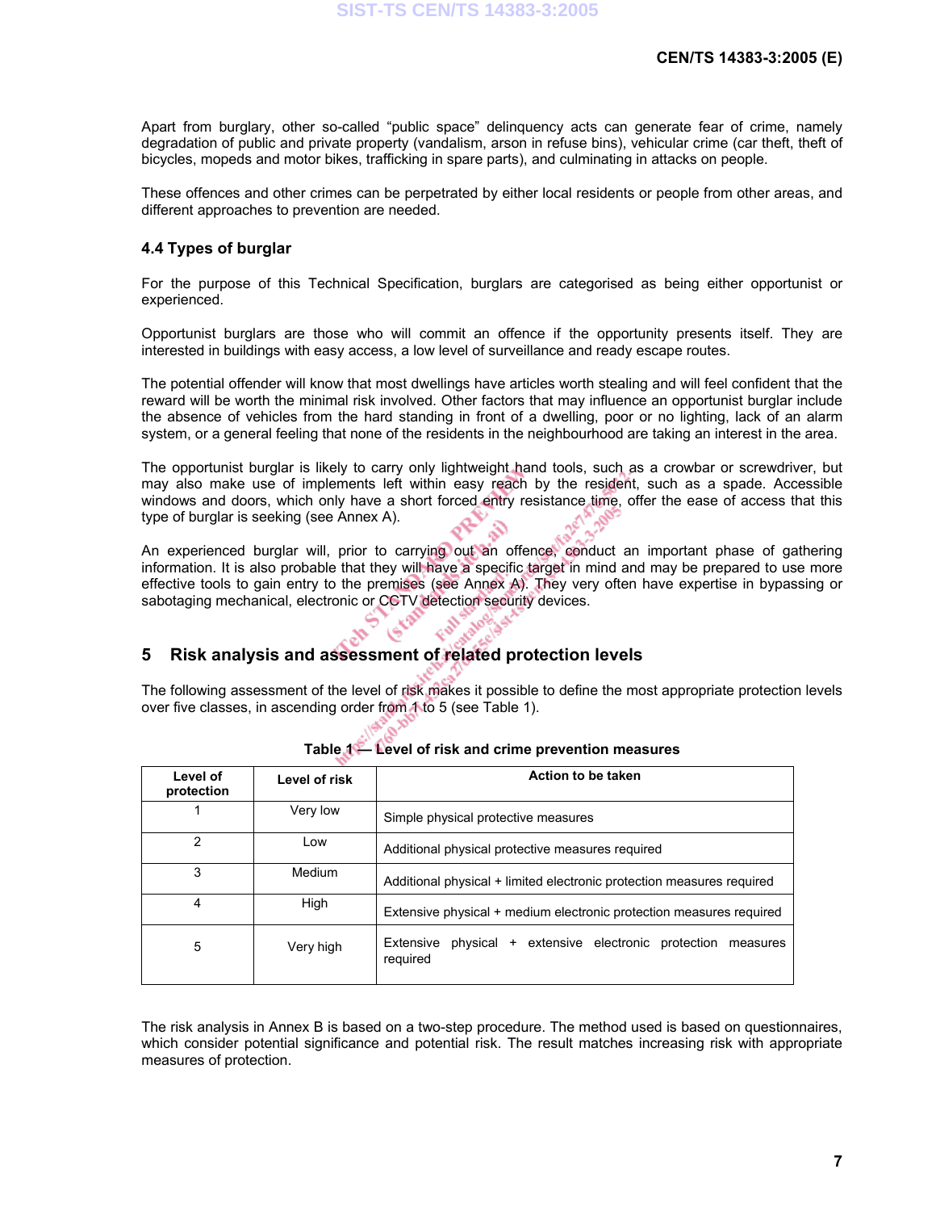Apart from burglary, other so-called "public space" delinquency acts can generate fear of crime, namely degradation of public and private property (vandalism, arson in refuse bins), vehicular crime (car theft, theft of bicycles, mopeds and motor bikes, trafficking in spare parts), and culminating in attacks on people.

These offences and other crimes can be perpetrated by either local residents or people from other areas, and different approaches to prevention are needed.

### 4.4 Types of burglar

For the purpose of this Technical Specification, burglars are categorised as being either opportunist or experienced.

Opportunist burglars are those who will commit an offence if the opportunity presents itself. They are interested in buildings with easy access, a low level of surveillance and ready escape routes.

The potential offender will know that most dwellings have articles worth stealing and will feel confident that the reward will be worth the minimal risk involved. Other factors that may influence an opportunist burglar include the absence of vehicles from the hard standing in front of a dwelling, poor or no lighting, lack of an alarm system, or a general feeling that none of the residents in the neighbourhood are taking an interest in the area.

The opportunist burglar is likely to carry only lightweight hand tools, such as a crowbar or screwdriver, but may also make use of implements left within easy reach by the resident, such as a spade. Accessible windows and doors, which only have a short forced entry resistance time, offer the ease of access that this type of burglar is seeking (see Annex A).

An experienced burglar will, prior to carrying out an offence, conduct an important phase of gathering information. It is also probable that they will have a specific target in mind and may be prepared to use more effective tools to gain entry to the premises (see Annex A). They very often have expertise in bypassing or sabotaging mechanical, electronic or CCTV detection security devices.

## 5 Risk analysis and assessment of related protection levels

The following assessment of the level of risk makes it possible to define the most appropriate protection levels over five classes, in ascending order from 1 to 5 (see Table 1).

**Table 1 — Level of risk and crime prevention measures**

| Level of protection | Level of risk | Action to be taken |
|---|---|---|
| 1 | Very low | Simple physical protective measures |
| 2 | Low | Additional physical protective measures required |
| 3 | Medium | Additional physical + limited electronic protection measures required |
| 4 | High | Extensive physical + medium electronic protection measures required |
| 5 | Very high | Extensive physical + extensive electronic protection measures required |

The risk analysis in Annex B is based on a two-step procedure. The method used is based on questionnaires, which consider potential significance and potential risk. The result matches increasing risk with appropriate measures of protection.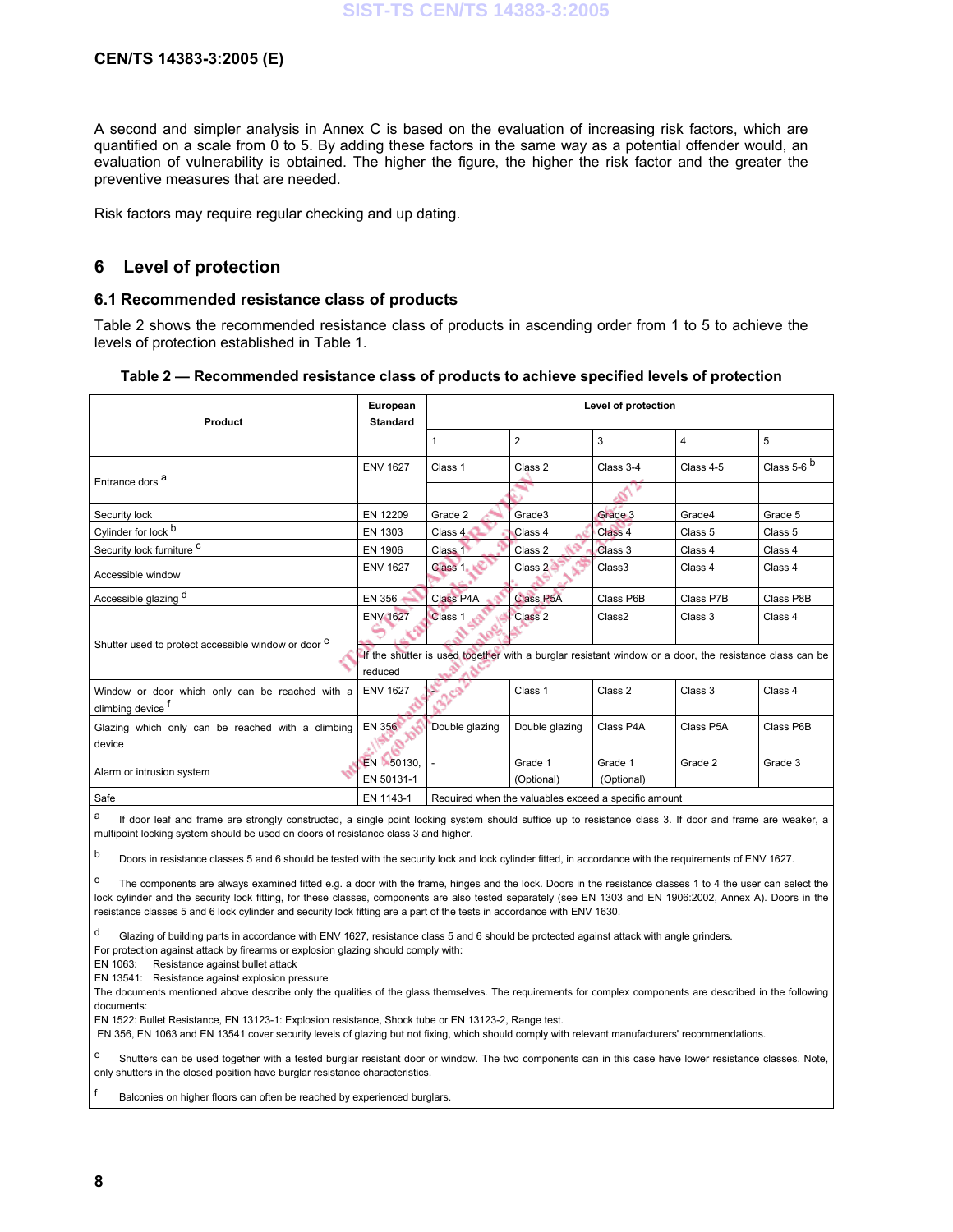A second and simpler analysis in Annex C is based on the evaluation of increasing risk factors, which are quantified on a scale from 0 to 5. By adding these factors in the same way as a potential offender would, an evaluation of vulnerability is obtained. The higher the figure, the higher the risk factor and the greater the preventive measures that are needed.

Risk factors may require regular checking and up dating.

## 6 Level of protection

### 6.1 Recommended resistance class of products

Table 2 shows the recommended resistance class of products in ascending order from 1 to 5 to achieve the levels of protection established in Table 1.

**Table 2 — Recommended resistance class of products to achieve specified levels of protection**

| Product | European Standard | Level of protection | | | | |
|---|---|---|---|---|---|---|
| | | 1 | 2 | 3 | 4 | 5 |
| Entrance dors [a] | ENV 1627 | Class 1 | Class 2 | Class 3-4 | Class 4-5 | Class 5-6 [b] |
| Security lock | EN 12209 | Grade 2 | Grade3 | Grade 3 | Grade4 | Grade 5 |
| Cylinder for lock [b] | EN 1303 | Class 4 | Class 4 | Class 4 | Class 5 | Class 5 |
| Security lock furniture [c] | EN 1906 | Class 1 | Class 2 | Class 3 | Class 4 | Class 4 |
| Accessible window | ENV 1627 | Class 1 | Class 2 | Class3 | Class 4 | Class 4 |
| Accessible glazing [d] | EN 356 | Class P4A | Class P5A | Class P6B | Class P7B | Class P8B |
| Shutter used to protect accessible window or door [e] | ENV 1627 | Class 1 | Class 2 | Class2 | Class 3 | Class 4 |
| | If the shutter is used together with a burglar resistant window or a door, the resistance class can be reduced | | | | | |
| Window or door which can only be reached with a climbing device [f] | ENV 1627 | | Class 1 | Class 2 | Class 3 | Class 4 |
| Glazing which can only be reached with a climbing device | EN 356 | Double glazing | Double glazing | Class P4A | Class P5A | Class P6B |
| Alarm or intrusion system | EN 50130, EN 50131-1 | - | Grade 1 (Optional) | Grade 1 (Optional) | Grade 2 | Grade 3 |
| Safe | EN 1143-1 | Required when the valuables exceed a specific amount | | | | |

[a] If door leaf and frame are strongly constructed, a single point locking system should suffice up to resistance class 3. If door and frame are weaker, a multipoint locking system should be used on doors of resistance class 3 and higher.

[b] Doors in resistance classes 5 and 6 should be tested with the security lock and lock cylinder fitted, in accordance with the requirements of ENV 1627.

[c] The components are always examined fitted e.g. a door with the frame, hinges and the lock. Doors in the resistance classes 1 to 4 the user can select the lock cylinder and the security lock fitting, for these classes, components are also tested separately (see EN 1303 and EN 1906:2002, Annex A). Doors in the resistance classes 5 and 6 lock cylinder and security lock fitting are a part of the tests in accordance with ENV 1630.

[d] Glazing of building parts in accordance with ENV 1627, resistance class 5 and 6 should be protected against attack with angle grinders.
For protection against attack by firearms or explosion glazing should comply with:
EN 1063: Resistance against bullet attack
EN 13541: Resistance against explosion pressure
The documents mentioned above describe only the qualities of the glass themselves. The requirements for complex components are described in the following documents:
EN 1522: Bullet Resistance, EN 13123-1: Explosion resistance, Shock tube or EN 13123-2, Range test.
EN 356, EN 1063 and EN 13541 cover security levels of glazing but not fixing, which should comply with relevant manufacturers' recommendations.

[e] Shutters can be used together with a tested burglar resistant door or window. The two components can in this case have lower resistance classes. Note, only shutters in the closed position have burglar resistance characteristics.

[f] Balconies on higher floors can often be reached by experienced burglars.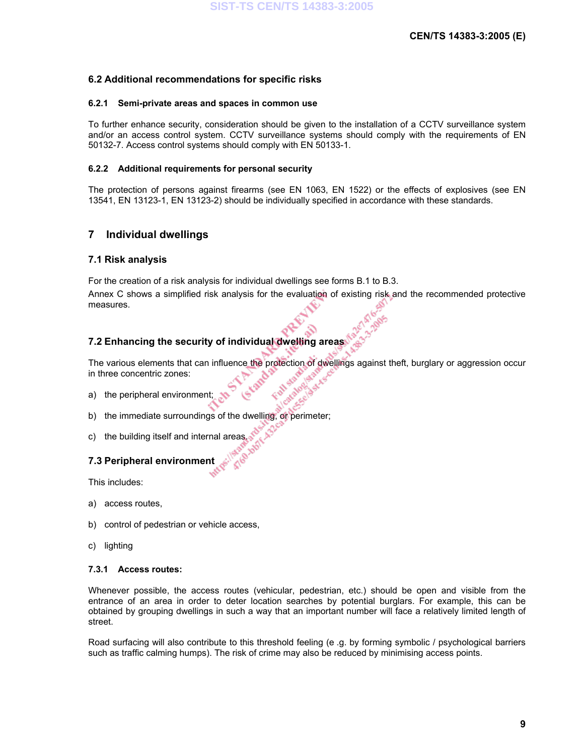### 6.2 Additional recommendations for specific risks

#### 6.2.1 Semi-private areas and spaces in common use

To further enhance security, consideration should be given to the installation of a CCTV surveillance system and/or an access control system. CCTV surveillance systems should comply with the requirements of EN 50132-7. Access control systems should comply with EN 50133-1.

#### 6.2.2 Additional requirements for personal security

The protection of persons against firearms (see EN 1063, EN 1522) or the effects of explosives (see EN 13541, EN 13123-1, EN 13123-2) should be individually specified in accordance with these standards.

## 7 Individual dwellings

### 7.1 Risk analysis

For the creation of a risk analysis for individual dwellings see forms B.1 to B.3.

Annex C shows a simplified risk analysis for the evaluation of existing risk and the recommended protective measures.

### 7.2 Enhancing the security of individual dwelling areas

The various elements that can influence the protection of dwellings against theft, burglary or aggression occur in three concentric zones:

a) the peripheral environment;

b) the immediate surroundings of the dwelling, or perimeter;

c) the building itself and internal areas.

### 7.3 Peripheral environment

This includes:

a) access routes,

b) control of pedestrian or vehicle access,

c) lighting

#### 7.3.1 Access routes:

Whenever possible, the access routes (vehicular, pedestrian, etc.) should be open and visible from the entrance of an area in order to deter location searches by potential burglars. For example, this can be obtained by grouping dwellings in such a way that an important number will face a relatively limited length of street.

Road surfacing will also contribute to this threshold feeling (e .g. by forming symbolic / psychological barriers such as traffic calming humps). The risk of crime may also be reduced by minimising access points.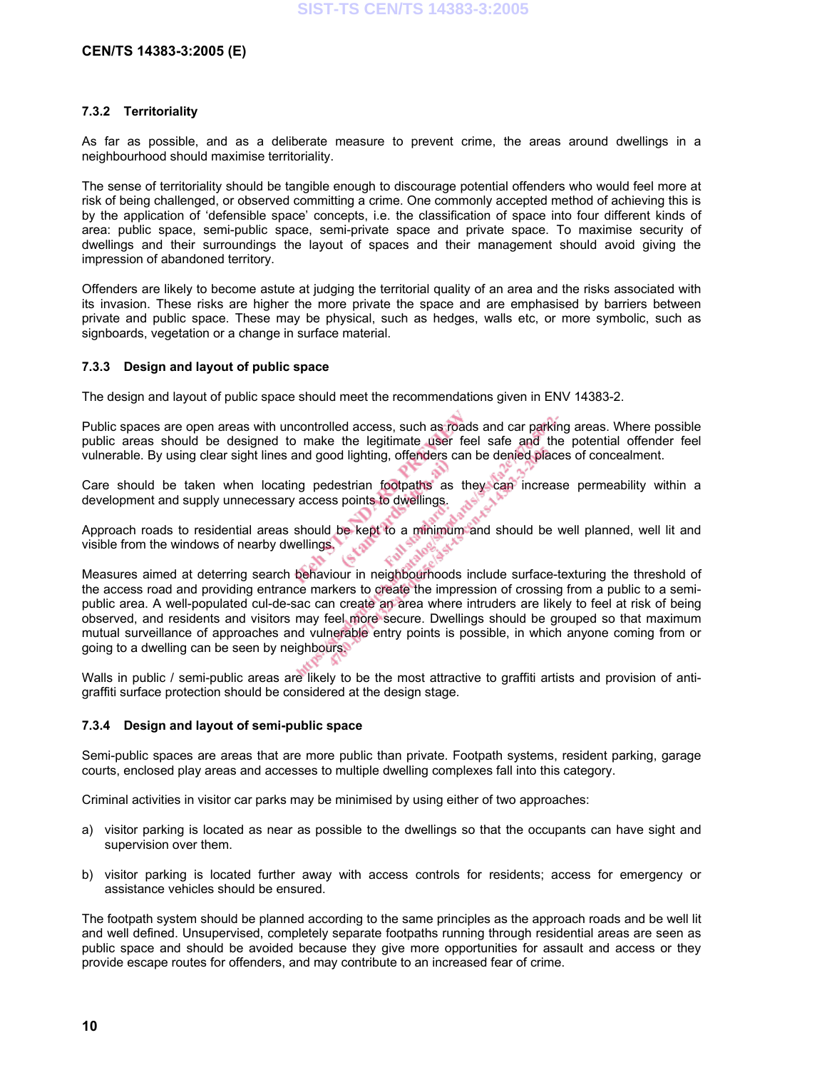### 7.3.2 Territoriality

As far as possible, and as a deliberate measure to prevent crime, the areas around dwellings in a neighbourhood should maximise territoriality.

The sense of territoriality should be tangible enough to discourage potential offenders who would feel more at risk of being challenged, or observed committing a crime. One commonly accepted method of achieving this is by the application of 'defensible space' concepts, i.e. the classification of space into four different kinds of area: public space, semi-public space, semi-private space and private space. To maximise security of dwellings and their surroundings the layout of spaces and their management should avoid giving the impression of abandoned territory.

Offenders are likely to become astute at judging the territorial quality of an area and the risks associated with its invasion. These risks are higher the more private the space and are emphasised by barriers between private and public space. These may be physical, such as hedges, walls etc, or more symbolic, such as signboards, vegetation or a change in surface material.

### 7.3.3 Design and layout of public space

The design and layout of public space should meet the recommendations given in ENV 14383-2.

Public spaces are open areas with uncontrolled access, such as roads and car parking areas. Where possible public areas should be designed to make the legitimate user feel safe and the potential offender feel vulnerable. By using clear sight lines and good lighting, offenders can be denied places of concealment.

Care should be taken when locating pedestrian footpaths as they can increase permeability within a development and supply unnecessary access points to dwellings.

Approach roads to residential areas should be kept to a minimum and should be well planned, well lit and visible from the windows of nearby dwellings.

Measures aimed at deterring search behaviour in neighbourhoods include surface-texturing the threshold of the access road and providing entrance markers to create the impression of crossing from a public to a semi-public area. A well-populated cul-de-sac can create an area where intruders are likely to feel at risk of being observed, and residents and visitors may feel more secure. Dwellings should be grouped so that maximum mutual surveillance of approaches and vulnerable entry points is possible, in which anyone coming from or going to a dwelling can be seen by neighbours.

Walls in public / semi-public areas are likely to be the most attractive to graffiti artists and provision of anti-graffiti surface protection should be considered at the design stage.

### 7.3.4 Design and layout of semi-public space

Semi-public spaces are areas that are more public than private. Footpath systems, resident parking, garage courts, enclosed play areas and accesses to multiple dwelling complexes fall into this category.

Criminal activities in visitor car parks may be minimised by using either of two approaches:

a) visitor parking is located as near as possible to the dwellings so that the occupants can have sight and supervision over them.

b) visitor parking is located further away with access controls for residents; access for emergency or assistance vehicles should be ensured.

The footpath system should be planned according to the same principles as the approach roads and be well lit and well defined. Unsupervised, completely separate footpaths running through residential areas are seen as public space and should be avoided because they give more opportunities for assault and access or they provide escape routes for offenders, and may contribute to an increased fear of crime.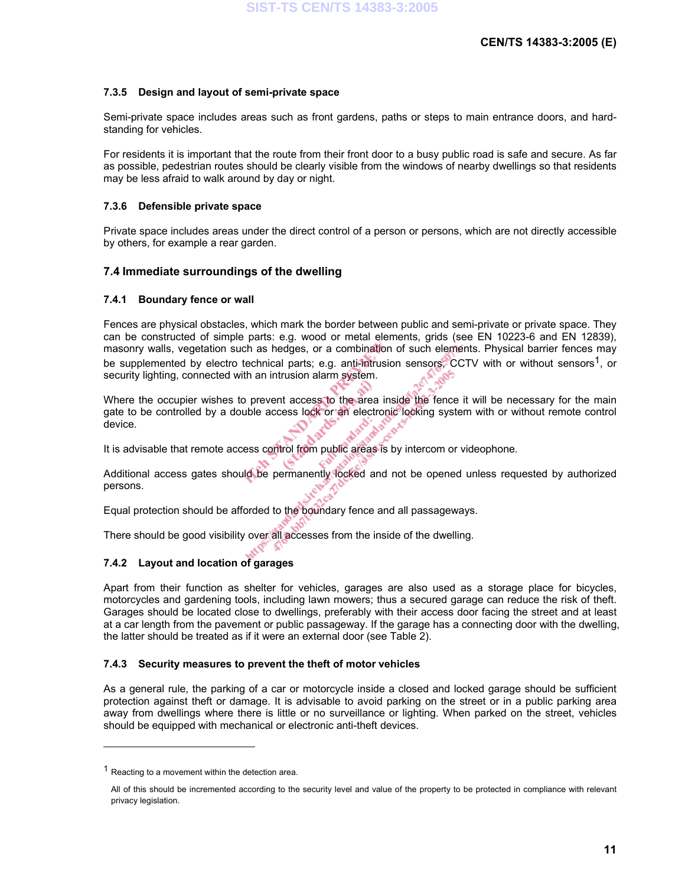#### 7.3.5 Design and layout of semi-private space

Semi-private space includes areas such as front gardens, paths or steps to main entrance doors, and hard-standing for vehicles.

For residents it is important that the route from their front door to a busy public road is safe and secure. As far as possible, pedestrian routes should be clearly visible from the windows of nearby dwellings so that residents may be less afraid to walk around by day or night.

#### 7.3.6 Defensible private space

Private space includes areas under the direct control of a person or persons, which are not directly accessible by others, for example a rear garden.

### 7.4 Immediate surroundings of the dwelling

#### 7.4.1 Boundary fence or wall

Fences are physical obstacles, which mark the border between public and semi-private or private space. They can be constructed of simple parts: e.g. wood or metal elements, grids (see EN 10223-6 and EN 12839), masonry walls, vegetation such as hedges, or a combination of such elements. Physical barrier fences may be supplemented by electro technical parts; e.g. anti-intrusion sensors, CCTV with or without sensors[1], or security lighting, connected with an intrusion alarm system.

Where the occupier wishes to prevent access to the area inside the fence it will be necessary for the main gate to be controlled by a double access lock or an electronic locking system with or without remote control device.

It is advisable that remote access control from public areas is by intercom or videophone.

Additional access gates should be permanently locked and not be opened unless requested by authorized persons.

Equal protection should be afforded to the boundary fence and all passageways.

There should be good visibility over all accesses from the inside of the dwelling.

#### 7.4.2 Layout and location of garages

Apart from their function as shelter for vehicles, garages are also used as a storage place for bicycles, motorcycles and gardening tools, including lawn mowers; thus a secured garage can reduce the risk of theft. Garages should be located close to dwellings, preferably with their access door facing the street and at least at a car length from the pavement or public passageway. If the garage has a connecting door with the dwelling, the latter should be treated as if it were an external door (see Table 2).

#### 7.4.3 Security measures to prevent the theft of motor vehicles

As a general rule, the parking of a car or motorcycle inside a closed and locked garage should be sufficient protection against theft or damage. It is advisable to avoid parking on the street or in a public parking area away from dwellings where there is little or no surveillance or lighting. When parked on the street, vehicles should be equipped with mechanical or electronic anti-theft devices.

---

[1] Reacting to a movement within the detection area.

All of this should be incremented according to the security level and value of the property to be protected in compliance with relevant privacy legislation.